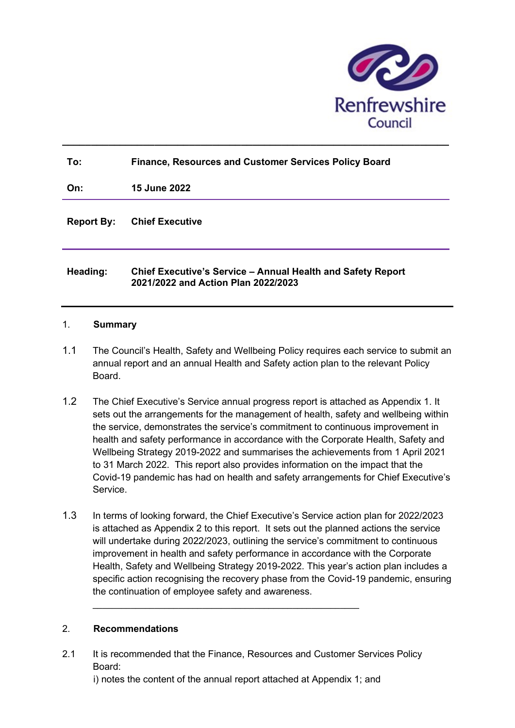Renfrewshire Council

---

| | |
|---|---|
| **To:** | **Finance, Resources and Customer Services Policy Board** |
| **On:** | **15 June 2022** |
| **Report By:** | **Chief Executive** |
| **Heading:** | **Chief Executive's Service – Annual Health and Safety Report 2021/2022 and Action Plan 2022/2023** |

---

## 1. Summary

1.1 The Council's Health, Safety and Wellbeing Policy requires each service to submit an annual report and an annual Health and Safety action plan to the relevant Policy Board.

1.2 The Chief Executive's Service annual progress report is attached as Appendix 1. It sets out the arrangements for the management of health, safety and wellbeing within the service, demonstrates the service's commitment to continuous improvement in health and safety performance in accordance with the Corporate Health, Safety and Wellbeing Strategy 2019-2022 and summarises the achievements from 1 April 2021 to 31 March 2022. This report also provides information on the impact that the Covid-19 pandemic has had on health and safety arrangements for Chief Executive's Service.

1.3 In terms of looking forward, the Chief Executive's Service action plan for 2022/2023 is attached as Appendix 2 to this report. It sets out the planned actions the service will undertake during 2022/2023, outlining the service's commitment to continuous improvement in health and safety performance in accordance with the Corporate Health, Safety and Wellbeing Strategy 2019-2022. This year's action plan includes a specific action recognising the recovery phase from the Covid-19 pandemic, ensuring the continuation of employee safety and awareness.

---

## 2. Recommendations

2.1 It is recommended that the Finance, Resources and Customer Services Policy Board:
i) notes the content of the annual report attached at Appendix 1; and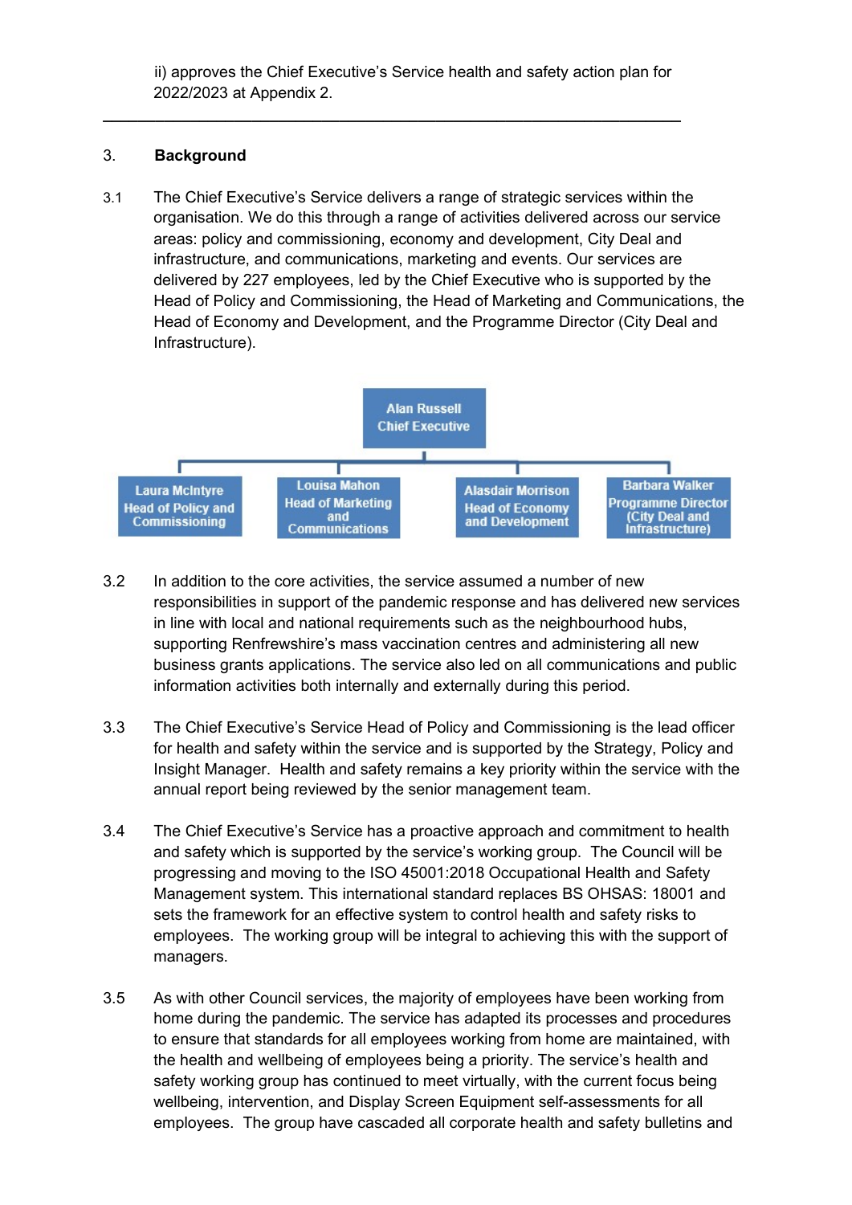ii) approves the Chief Executive's Service health and safety action plan for 2022/2023 at Appendix 2.

---

## 3. Background

3.1 The Chief Executive's Service delivers a range of strategic services within the organisation. We do this through a range of activities delivered across our service areas: policy and commissioning, economy and development, City Deal and infrastructure, and communications, marketing and events. Our services are delivered by 227 employees, led by the Chief Executive who is supported by the Head of Policy and Commissioning, the Head of Marketing and Communications, the Head of Economy and Development, and the Programme Director (City Deal and Infrastructure).

**Alan Russell**
**Chief Executive**

- **Laura McIntyre** – Head of Policy and Commissioning
- **Louisa Mahon** – Head of Marketing and Communications
- **Alasdair Morrison** – Head of Economy and Development
- **Barbara Walker** – Programme Director (City Deal and Infrastructure)

3.2 In addition to the core activities, the service assumed a number of new responsibilities in support of the pandemic response and has delivered new services in line with local and national requirements such as the neighbourhood hubs, supporting Renfrewshire's mass vaccination centres and administering all new business grants applications. The service also led on all communications and public information activities both internally and externally during this period.

3.3 The Chief Executive's Service Head of Policy and Commissioning is the lead officer for health and safety within the service and is supported by the Strategy, Policy and Insight Manager. Health and safety remains a key priority within the service with the annual report being reviewed by the senior management team.

3.4 The Chief Executive's Service has a proactive approach and commitment to health and safety which is supported by the service's working group. The Council will be progressing and moving to the ISO 45001:2018 Occupational Health and Safety Management system. This international standard replaces BS OHSAS: 18001 and sets the framework for an effective system to control health and safety risks to employees. The working group will be integral to achieving this with the support of managers.

3.5 As with other Council services, the majority of employees have been working from home during the pandemic. The service has adapted its processes and procedures to ensure that standards for all employees working from home are maintained, with the health and wellbeing of employees being a priority. The service's health and safety working group has continued to meet virtually, with the current focus being wellbeing, intervention, and Display Screen Equipment self-assessments for all employees. The group have cascaded all corporate health and safety bulletins and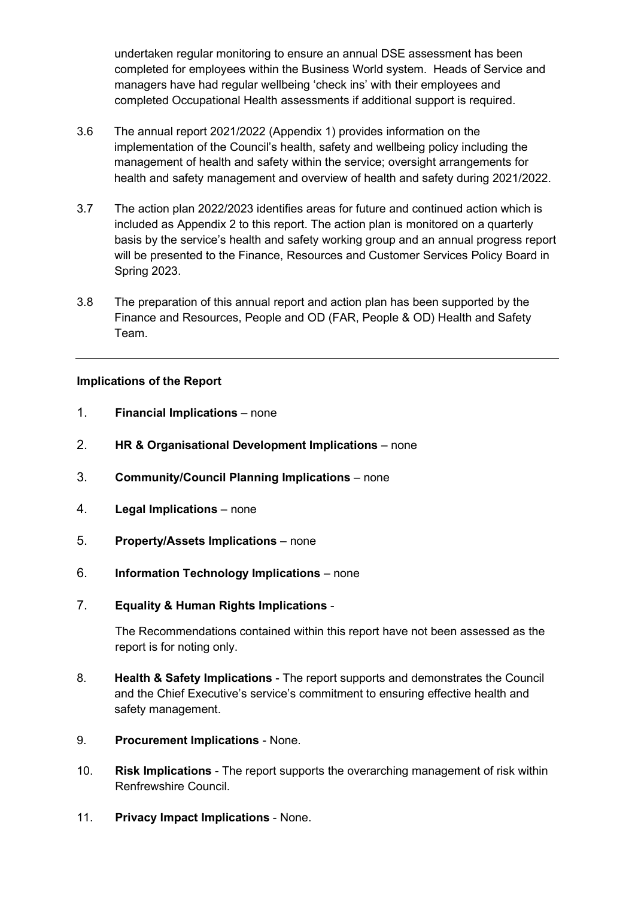undertaken regular monitoring to ensure an annual DSE assessment has been completed for employees within the Business World system. Heads of Service and managers have had regular wellbeing 'check ins' with their employees and completed Occupational Health assessments if additional support is required.

3.6 The annual report 2021/2022 (Appendix 1) provides information on the implementation of the Council's health, safety and wellbeing policy including the management of health and safety within the service; oversight arrangements for health and safety management and overview of health and safety during 2021/2022.

3.7 The action plan 2022/2023 identifies areas for future and continued action which is included as Appendix 2 to this report. The action plan is monitored on a quarterly basis by the service's health and safety working group and an annual progress report will be presented to the Finance, Resources and Customer Services Policy Board in Spring 2023.

3.8 The preparation of this annual report and action plan has been supported by the Finance and Resources, People and OD (FAR, People & OD) Health and Safety Team.

---

**Implications of the Report**

1. **Financial Implications** – none

2. **HR & Organisational Development Implications** – none

3. **Community/Council Planning Implications** – none

4. **Legal Implications** – none

5. **Property/Assets Implications** – none

6. **Information Technology Implications** – none

7. **Equality & Human Rights Implications** -

   The Recommendations contained within this report have not been assessed as the report is for noting only.

8. **Health & Safety Implications** - The report supports and demonstrates the Council and the Chief Executive's service's commitment to ensuring effective health and safety management.

9. **Procurement Implications** - None.

10. **Risk Implications** - The report supports the overarching management of risk within Renfrewshire Council.

11. **Privacy Impact Implications** - None.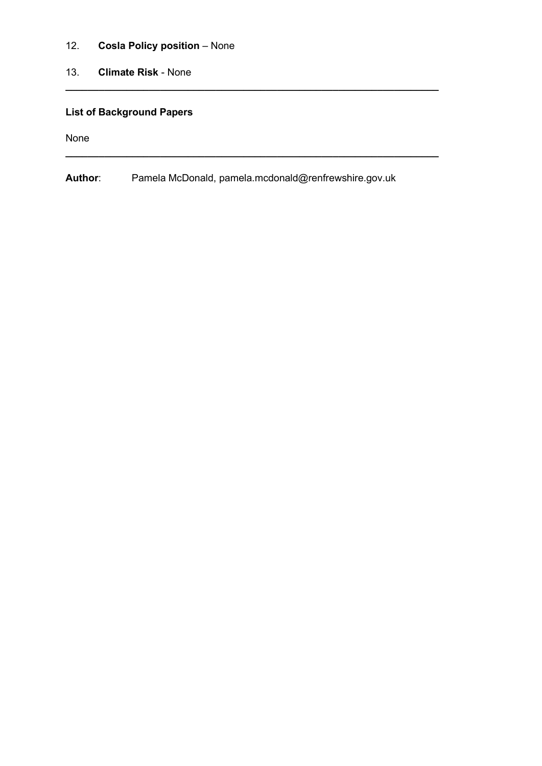12. **Cosla Policy position** – None

13. **Climate Risk** - None

---

**List of Background Papers**

None

---

**Author**: Pamela McDonald, pamela.mcdonald@renfrewshire.gov.uk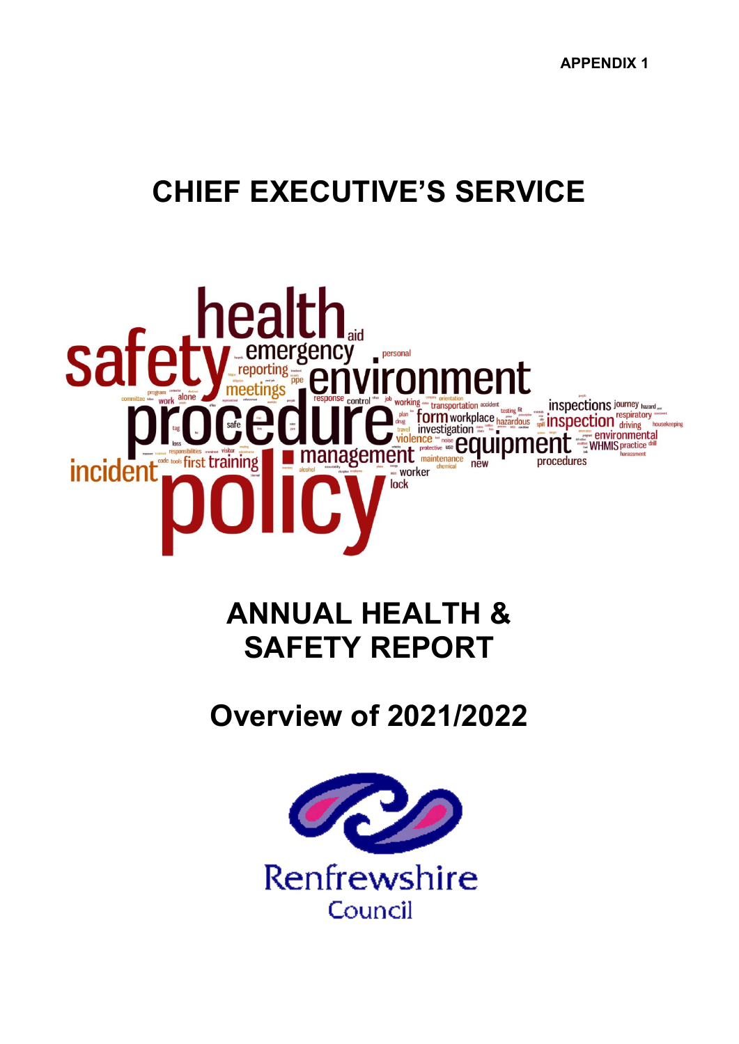APPENDIX 1

# CHIEF EXECUTIVE'S SERVICE

# ANNUAL HEALTH & SAFETY REPORT

## Overview of 2021/2022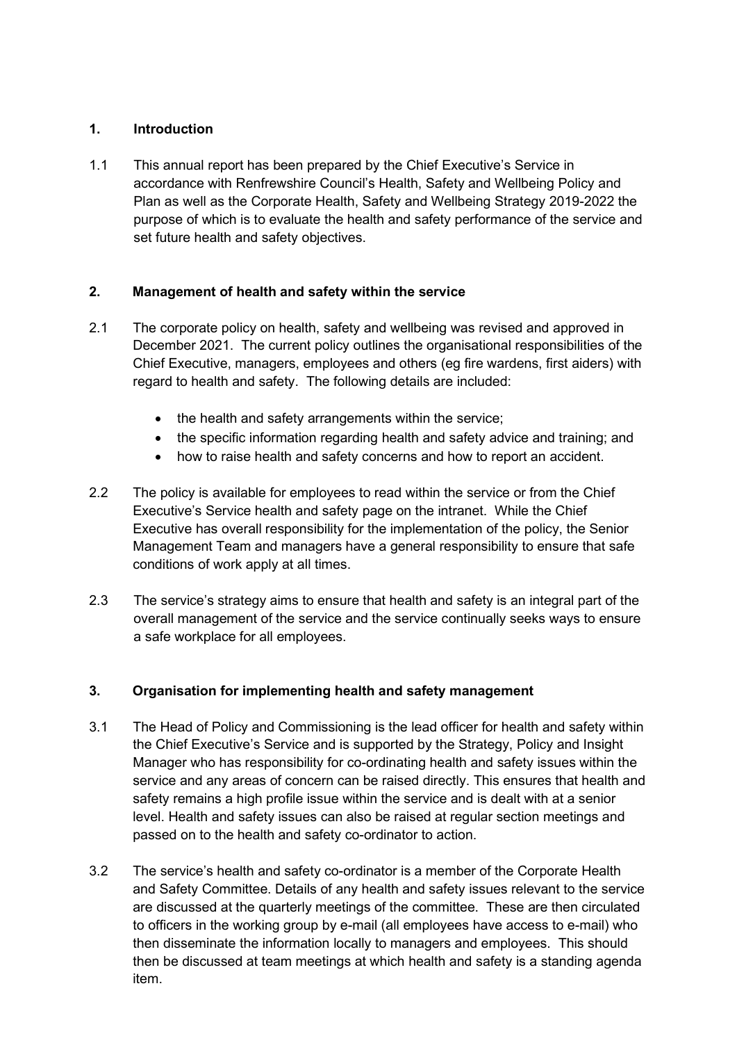## 1. Introduction

1.1 This annual report has been prepared by the Chief Executive's Service in accordance with Renfrewshire Council's Health, Safety and Wellbeing Policy and Plan as well as the Corporate Health, Safety and Wellbeing Strategy 2019-2022 the purpose of which is to evaluate the health and safety performance of the service and set future health and safety objectives.

## 2. Management of health and safety within the service

2.1 The corporate policy on health, safety and wellbeing was revised and approved in December 2021. The current policy outlines the organisational responsibilities of the Chief Executive, managers, employees and others (eg fire wardens, first aiders) with regard to health and safety. The following details are included:

- the health and safety arrangements within the service;
- the specific information regarding health and safety advice and training; and
- how to raise health and safety concerns and how to report an accident.

2.2 The policy is available for employees to read within the service or from the Chief Executive's Service health and safety page on the intranet. While the Chief Executive has overall responsibility for the implementation of the policy, the Senior Management Team and managers have a general responsibility to ensure that safe conditions of work apply at all times.

2.3 The service's strategy aims to ensure that health and safety is an integral part of the overall management of the service and the service continually seeks ways to ensure a safe workplace for all employees.

## 3. Organisation for implementing health and safety management

3.1 The Head of Policy and Commissioning is the lead officer for health and safety within the Chief Executive's Service and is supported by the Strategy, Policy and Insight Manager who has responsibility for co-ordinating health and safety issues within the service and any areas of concern can be raised directly. This ensures that health and safety remains a high profile issue within the service and is dealt with at a senior level. Health and safety issues can also be raised at regular section meetings and passed on to the health and safety co-ordinator to action.

3.2 The service's health and safety co-ordinator is a member of the Corporate Health and Safety Committee. Details of any health and safety issues relevant to the service are discussed at the quarterly meetings of the committee. These are then circulated to officers in the working group by e-mail (all employees have access to e-mail) who then disseminate the information locally to managers and employees. This should then be discussed at team meetings at which health and safety is a standing agenda item.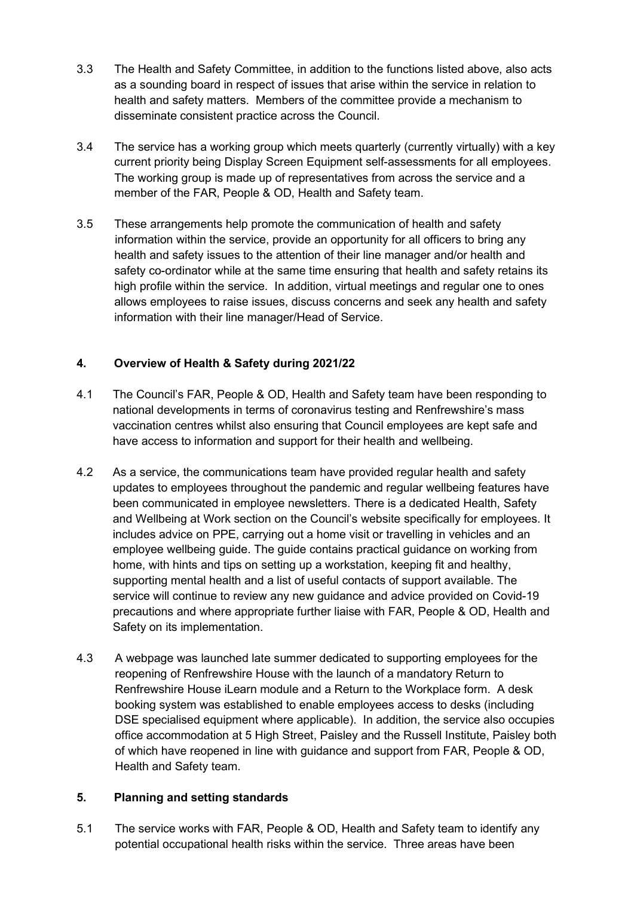3.3 The Health and Safety Committee, in addition to the functions listed above, also acts as a sounding board in respect of issues that arise within the service in relation to health and safety matters. Members of the committee provide a mechanism to disseminate consistent practice across the Council.

3.4 The service has a working group which meets quarterly (currently virtually) with a key current priority being Display Screen Equipment self-assessments for all employees. The working group is made up of representatives from across the service and a member of the FAR, People & OD, Health and Safety team.

3.5 These arrangements help promote the communication of health and safety information within the service, provide an opportunity for all officers to bring any health and safety issues to the attention of their line manager and/or health and safety co-ordinator while at the same time ensuring that health and safety retains its high profile within the service. In addition, virtual meetings and regular one to ones allows employees to raise issues, discuss concerns and seek any health and safety information with their line manager/Head of Service.

## 4. Overview of Health & Safety during 2021/22

4.1 The Council's FAR, People & OD, Health and Safety team have been responding to national developments in terms of coronavirus testing and Renfrewshire's mass vaccination centres whilst also ensuring that Council employees are kept safe and have access to information and support for their health and wellbeing.

4.2 As a service, the communications team have provided regular health and safety updates to employees throughout the pandemic and regular wellbeing features have been communicated in employee newsletters. There is a dedicated Health, Safety and Wellbeing at Work section on the Council's website specifically for employees. It includes advice on PPE, carrying out a home visit or travelling in vehicles and an employee wellbeing guide. The guide contains practical guidance on working from home, with hints and tips on setting up a workstation, keeping fit and healthy, supporting mental health and a list of useful contacts of support available. The service will continue to review any new guidance and advice provided on Covid-19 precautions and where appropriate further liaise with FAR, People & OD, Health and Safety on its implementation.

4.3 A webpage was launched late summer dedicated to supporting employees for the reopening of Renfrewshire House with the launch of a mandatory Return to Renfrewshire House iLearn module and a Return to the Workplace form. A desk booking system was established to enable employees access to desks (including DSE specialised equipment where applicable). In addition, the service also occupies office accommodation at 5 High Street, Paisley and the Russell Institute, Paisley both of which have reopened in line with guidance and support from FAR, People & OD, Health and Safety team.

## 5. Planning and setting standards

5.1 The service works with FAR, People & OD, Health and Safety team to identify any potential occupational health risks within the service. Three areas have been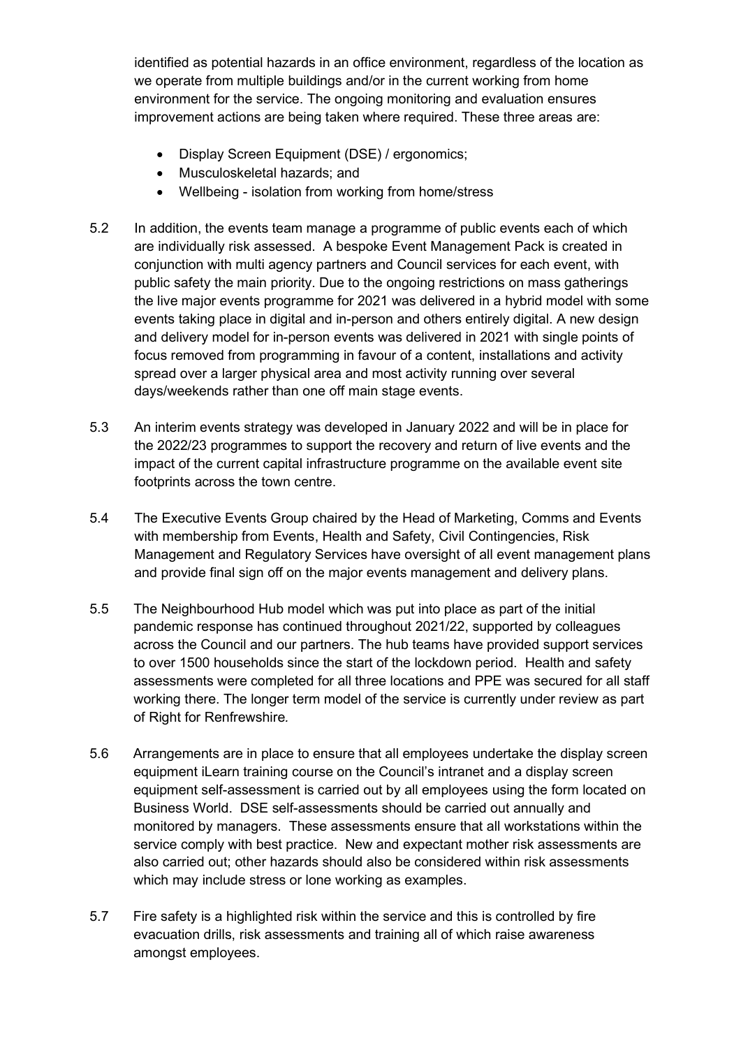identified as potential hazards in an office environment, regardless of the location as we operate from multiple buildings and/or in the current working from home environment for the service. The ongoing monitoring and evaluation ensures improvement actions are being taken where required. These three areas are:

- Display Screen Equipment (DSE) / ergonomics;
- Musculoskeletal hazards; and
- Wellbeing - isolation from working from home/stress

5.2 In addition, the events team manage a programme of public events each of which are individually risk assessed. A bespoke Event Management Pack is created in conjunction with multi agency partners and Council services for each event, with public safety the main priority. Due to the ongoing restrictions on mass gatherings the live major events programme for 2021 was delivered in a hybrid model with some events taking place in digital and in-person and others entirely digital. A new design and delivery model for in-person events was delivered in 2021 with single points of focus removed from programming in favour of a content, installations and activity spread over a larger physical area and most activity running over several days/weekends rather than one off main stage events.

5.3 An interim events strategy was developed in January 2022 and will be in place for the 2022/23 programmes to support the recovery and return of live events and the impact of the current capital infrastructure programme on the available event site footprints across the town centre.

5.4 The Executive Events Group chaired by the Head of Marketing, Comms and Events with membership from Events, Health and Safety, Civil Contingencies, Risk Management and Regulatory Services have oversight of all event management plans and provide final sign off on the major events management and delivery plans.

5.5 The Neighbourhood Hub model which was put into place as part of the initial pandemic response has continued throughout 2021/22, supported by colleagues across the Council and our partners. The hub teams have provided support services to over 1500 households since the start of the lockdown period. Health and safety assessments were completed for all three locations and PPE was secured for all staff working there. The longer term model of the service is currently under review as part of Right for Renfrewshire*.*

5.6 Arrangements are in place to ensure that all employees undertake the display screen equipment iLearn training course on the Council's intranet and a display screen equipment self-assessment is carried out by all employees using the form located on Business World. DSE self-assessments should be carried out annually and monitored by managers. These assessments ensure that all workstations within the service comply with best practice. New and expectant mother risk assessments are also carried out; other hazards should also be considered within risk assessments which may include stress or lone working as examples.

5.7 Fire safety is a highlighted risk within the service and this is controlled by fire evacuation drills, risk assessments and training all of which raise awareness amongst employees.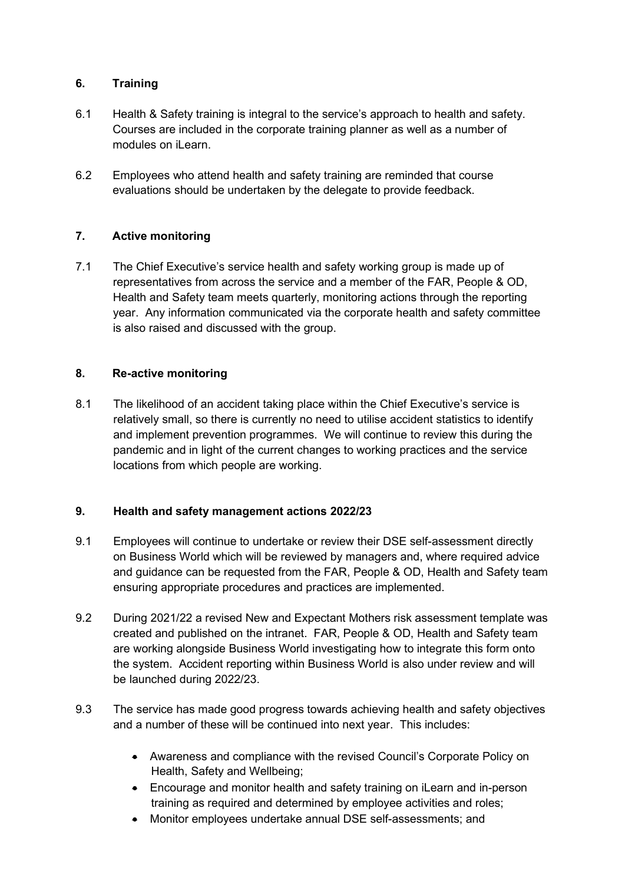## 6. Training

6.1 Health & Safety training is integral to the service's approach to health and safety. Courses are included in the corporate training planner as well as a number of modules on iLearn.

6.2 Employees who attend health and safety training are reminded that course evaluations should be undertaken by the delegate to provide feedback.

## 7. Active monitoring

7.1 The Chief Executive's service health and safety working group is made up of representatives from across the service and a member of the FAR, People & OD, Health and Safety team meets quarterly, monitoring actions through the reporting year. Any information communicated via the corporate health and safety committee is also raised and discussed with the group.

## 8. Re-active monitoring

8.1 The likelihood of an accident taking place within the Chief Executive's service is relatively small, so there is currently no need to utilise accident statistics to identify and implement prevention programmes. We will continue to review this during the pandemic and in light of the current changes to working practices and the service locations from which people are working.

## 9. Health and safety management actions 2022/23

9.1 Employees will continue to undertake or review their DSE self-assessment directly on Business World which will be reviewed by managers and, where required advice and guidance can be requested from the FAR, People & OD, Health and Safety team ensuring appropriate procedures and practices are implemented.

9.2 During 2021/22 a revised New and Expectant Mothers risk assessment template was created and published on the intranet. FAR, People & OD, Health and Safety team are working alongside Business World investigating how to integrate this form onto the system. Accident reporting within Business World is also under review and will be launched during 2022/23.

9.3 The service has made good progress towards achieving health and safety objectives and a number of these will be continued into next year. This includes:

- Awareness and compliance with the revised Council's Corporate Policy on Health, Safety and Wellbeing;
- Encourage and monitor health and safety training on iLearn and in-person training as required and determined by employee activities and roles;
- Monitor employees undertake annual DSE self-assessments; and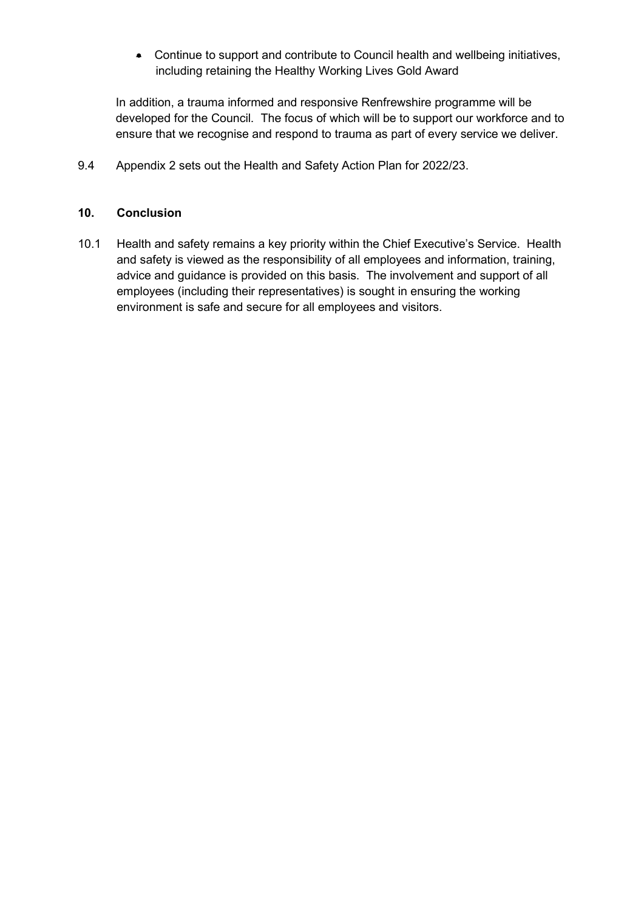- Continue to support and contribute to Council health and wellbeing initiatives, including retaining the Healthy Working Lives Gold Award

In addition, a trauma informed and responsive Renfrewshire programme will be developed for the Council. The focus of which will be to support our workforce and to ensure that we recognise and respond to trauma as part of every service we deliver.

9.4 Appendix 2 sets out the Health and Safety Action Plan for 2022/23.

## 10. Conclusion

10.1 Health and safety remains a key priority within the Chief Executive's Service. Health and safety is viewed as the responsibility of all employees and information, training, advice and guidance is provided on this basis. The involvement and support of all employees (including their representatives) is sought in ensuring the working environment is safe and secure for all employees and visitors.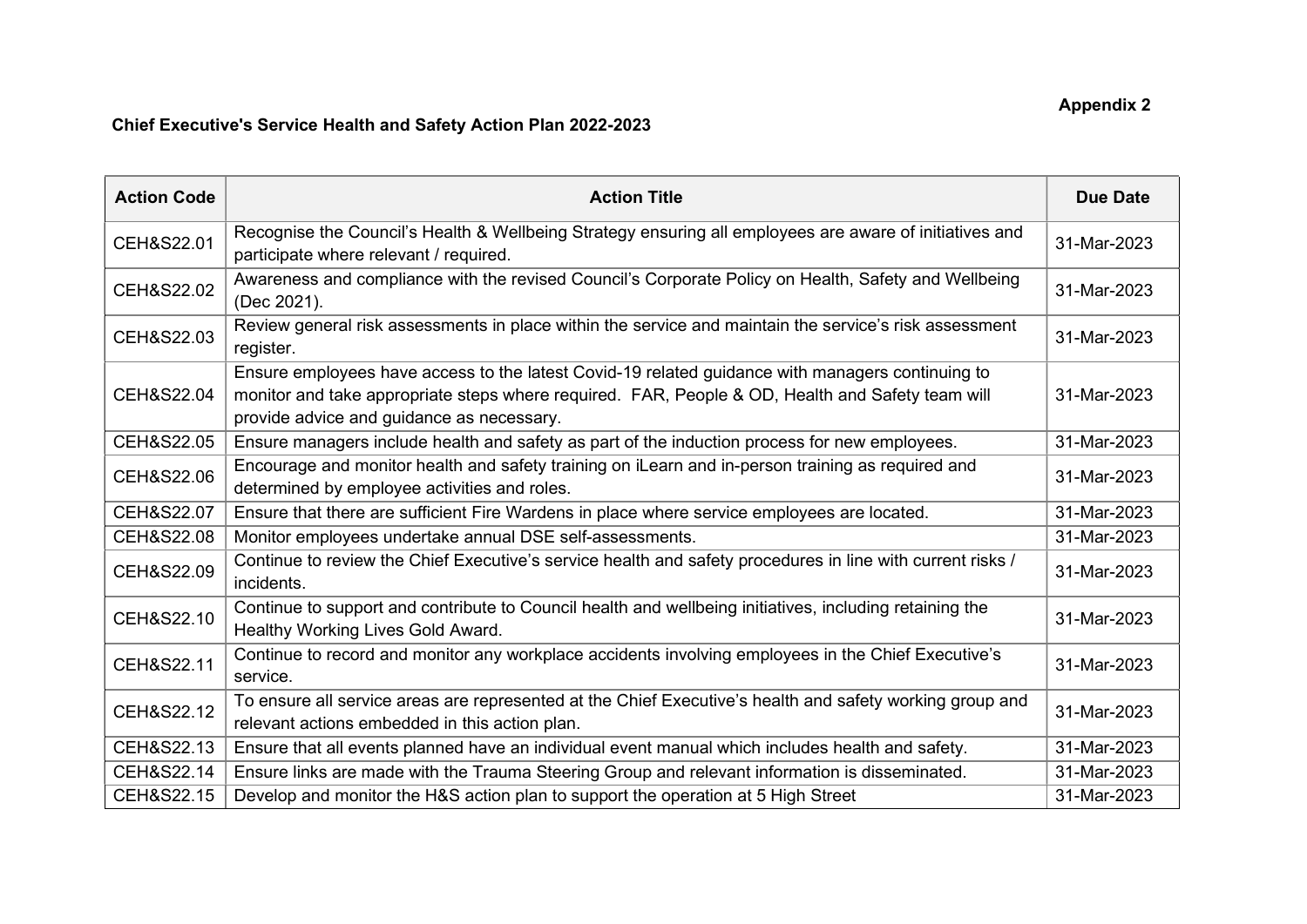**Appendix 2**

**Chief Executive's Service Health and Safety Action Plan 2022-2023**

| Action Code | Action Title | Due Date |
|---|---|---|
| CEH&S22.01 | Recognise the Council's Health & Wellbeing Strategy ensuring all employees are aware of initiatives and participate where relevant / required. | 31-Mar-2023 |
| CEH&S22.02 | Awareness and compliance with the revised Council's Corporate Policy on Health, Safety and Wellbeing (Dec 2021). | 31-Mar-2023 |
| CEH&S22.03 | Review general risk assessments in place within the service and maintain the service's risk assessment register. | 31-Mar-2023 |
| CEH&S22.04 | Ensure employees have access to the latest Covid-19 related guidance with managers continuing to monitor and take appropriate steps where required. FAR, People & OD, Health and Safety team will provide advice and guidance as necessary. | 31-Mar-2023 |
| CEH&S22.05 | Ensure managers include health and safety as part of the induction process for new employees. | 31-Mar-2023 |
| CEH&S22.06 | Encourage and monitor health and safety training on iLearn and in-person training as required and determined by employee activities and roles. | 31-Mar-2023 |
| CEH&S22.07 | Ensure that there are sufficient Fire Wardens in place where service employees are located. | 31-Mar-2023 |
| CEH&S22.08 | Monitor employees undertake annual DSE self-assessments. | 31-Mar-2023 |
| CEH&S22.09 | Continue to review the Chief Executive's service health and safety procedures in line with current risks / incidents. | 31-Mar-2023 |
| CEH&S22.10 | Continue to support and contribute to Council health and wellbeing initiatives, including retaining the Healthy Working Lives Gold Award. | 31-Mar-2023 |
| CEH&S22.11 | Continue to record and monitor any workplace accidents involving employees in the Chief Executive's service. | 31-Mar-2023 |
| CEH&S22.12 | To ensure all service areas are represented at the Chief Executive's health and safety working group and relevant actions embedded in this action plan. | 31-Mar-2023 |
| CEH&S22.13 | Ensure that all events planned have an individual event manual which includes health and safety. | 31-Mar-2023 |
| CEH&S22.14 | Ensure links are made with the Trauma Steering Group and relevant information is disseminated. | 31-Mar-2023 |
| CEH&S22.15 | Develop and monitor the H&S action plan to support the operation at 5 High Street | 31-Mar-2023 |